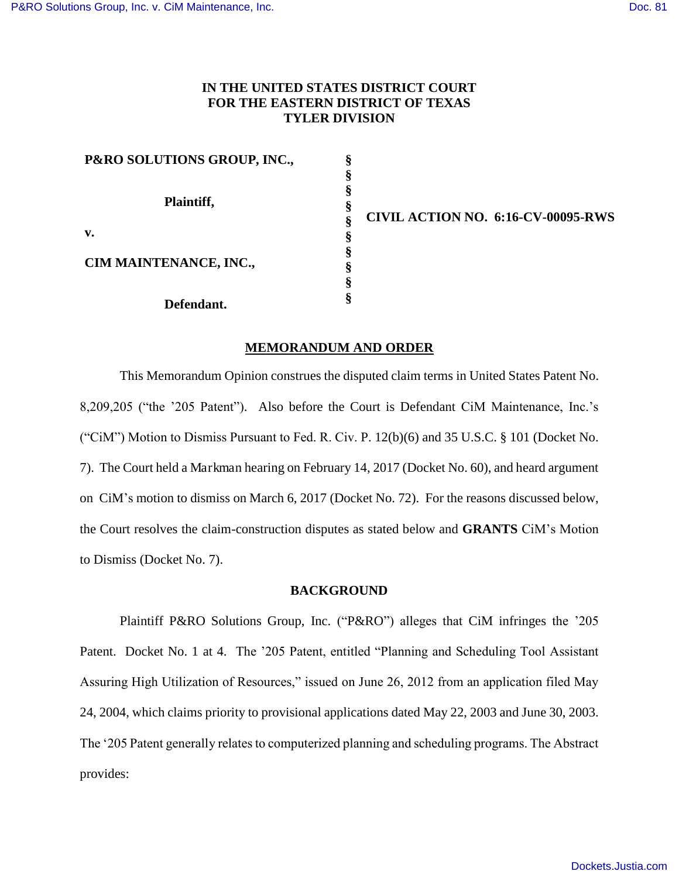**IN THE UNITED STATES DISTRICT COURT FOR THE EASTERN DISTRICT OF TEXAS TYLER DIVISION**

| | | |
|---|---|---|
| **P&RO SOLUTIONS GROUP, INC.,** <br><br> **Plaintiff,** <br><br> **v.** <br><br> **CIM MAINTENANCE, INC.,** <br><br> **Defendant.** | § <br> § <br> § <br> § <br> § <br> § <br> § <br> § <br> § <br> § | **CIVIL ACTION NO. 6:16-CV-00095-RWS** |

## MEMORANDUM AND ORDER

This Memorandum Opinion construes the disputed claim terms in United States Patent No. 8,209,205 ("the '205 Patent"). Also before the Court is Defendant CiM Maintenance, Inc.'s ("CiM") Motion to Dismiss Pursuant to Fed. R. Civ. P. 12(b)(6) and 35 U.S.C. § 101 (Docket No. 7). The Court held a *Markman* hearing on February 14, 2017 (Docket No. 60), and heard argument on CiM's motion to dismiss on March 6, 2017 (Docket No. 72). For the reasons discussed below, the Court resolves the claim-construction disputes as stated below and **GRANTS** CiM's Motion to Dismiss (Docket No. 7).

## BACKGROUND

Plaintiff P&RO Solutions Group, Inc. ("P&RO") alleges that CiM infringes the '205 Patent. Docket No. 1 at 4. The '205 Patent, entitled "Planning and Scheduling Tool Assistant Assuring High Utilization of Resources," issued on June 26, 2012 from an application filed May 24, 2004, which claims priority to provisional applications dated May 22, 2003 and June 30, 2003. The '205 Patent generally relates to computerized planning and scheduling programs. The Abstract provides: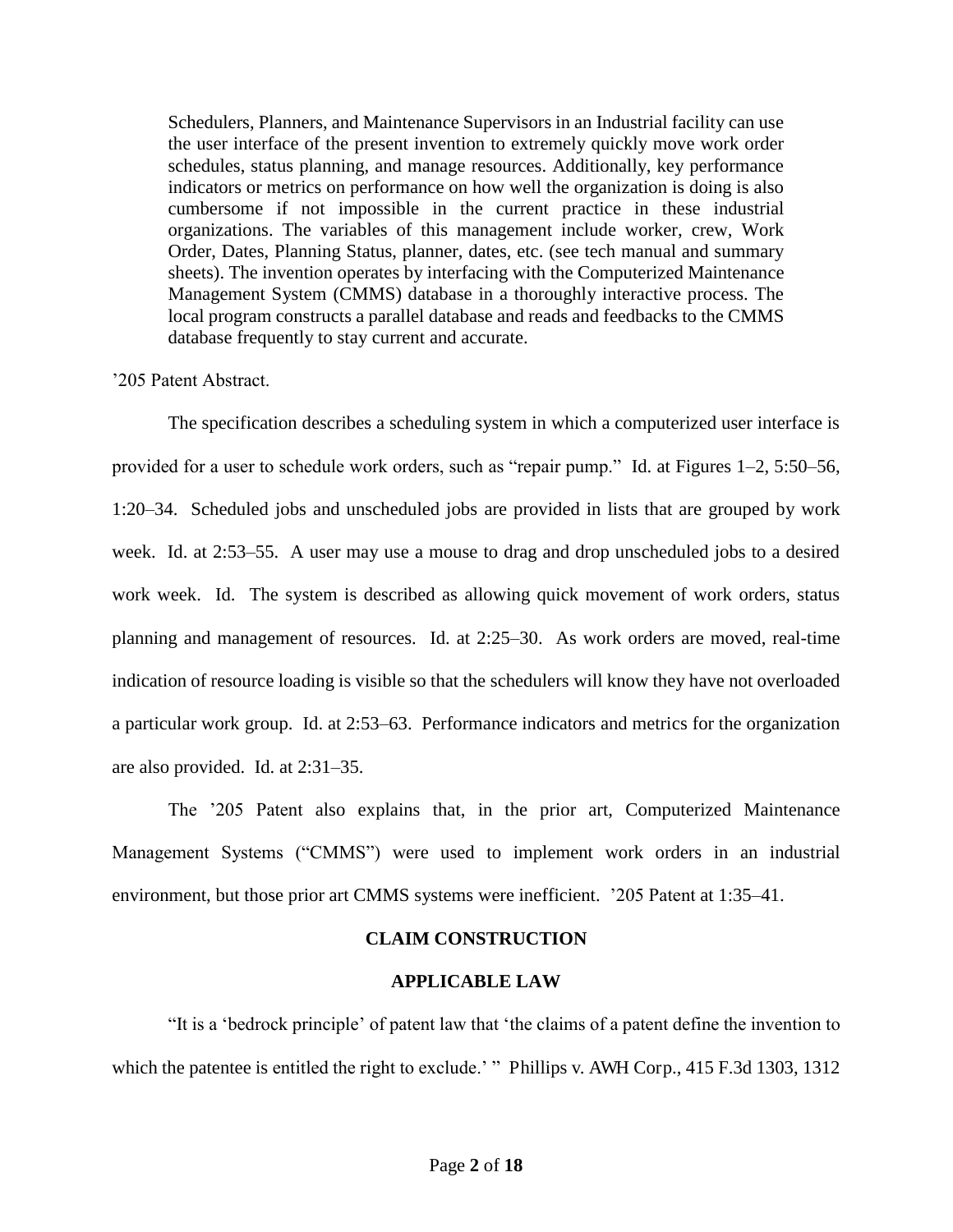> Schedulers, Planners, and Maintenance Supervisors in an Industrial facility can use the user interface of the present invention to extremely quickly move work order schedules, status planning, and manage resources. Additionally, key performance indicators or metrics on performance on how well the organization is doing is also cumbersome if not impossible in the current practice in these industrial organizations. The variables of this management include worker, crew, Work Order, Dates, Planning Status, planner, dates, etc. (see tech manual and summary sheets). The invention operates by interfacing with the Computerized Maintenance Management System (CMMS) database in a thoroughly interactive process. The local program constructs a parallel database and reads and feedbacks to the CMMS database frequently to stay current and accurate.

'205 Patent Abstract.

The specification describes a scheduling system in which a computerized user interface is provided for a user to schedule work orders, such as "repair pump." Id. at Figures 1–2, 5:50–56, 1:20–34. Scheduled jobs and unscheduled jobs are provided in lists that are grouped by work week. Id. at 2:53–55. A user may use a mouse to drag and drop unscheduled jobs to a desired work week. Id. The system is described as allowing quick movement of work orders, status planning and management of resources. Id. at 2:25–30. As work orders are moved, real-time indication of resource loading is visible so that the schedulers will know they have not overloaded a particular work group. Id. at 2:53–63. Performance indicators and metrics for the organization are also provided. Id. at 2:31–35.

The '205 Patent also explains that, in the prior art, Computerized Maintenance Management Systems ("CMMS") were used to implement work orders in an industrial environment, but those prior art CMMS systems were inefficient. '205 Patent at 1:35–41.

## CLAIM CONSTRUCTION

### APPLICABLE LAW

"It is a 'bedrock principle' of patent law that 'the claims of a patent define the invention to which the patentee is entitled the right to exclude.' " Phillips v. AWH Corp., 415 F.3d 1303, 1312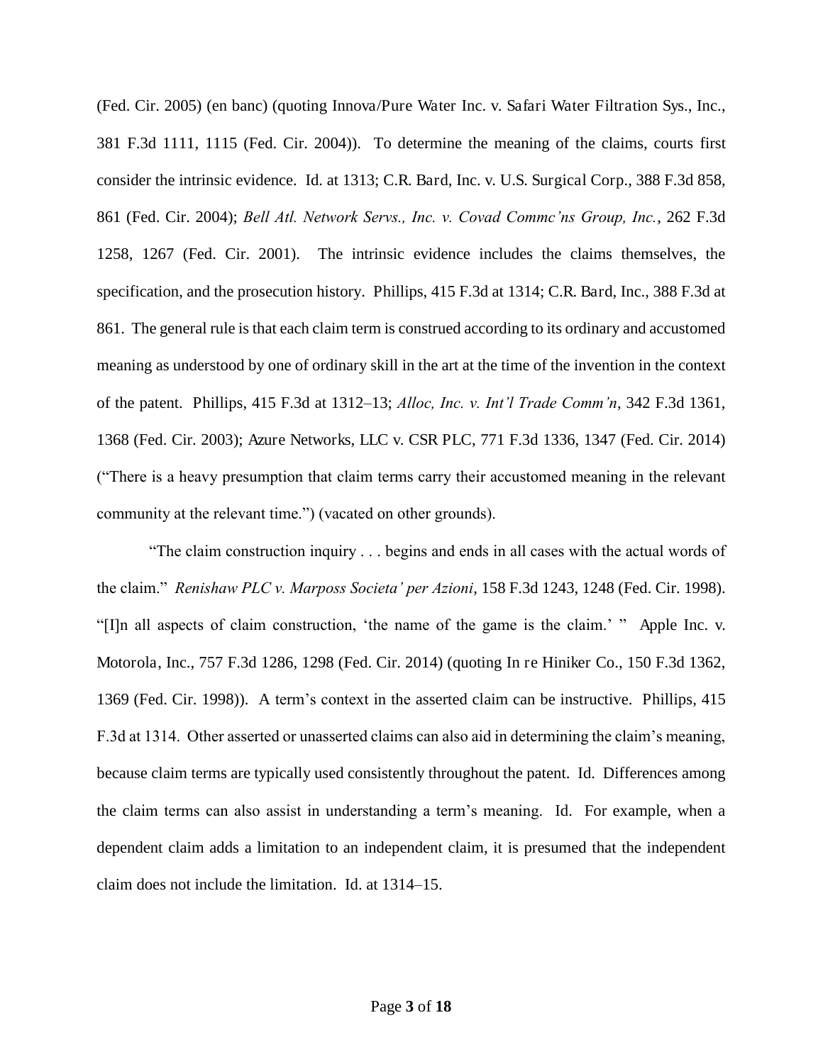(Fed. Cir. 2005) (en banc) (quoting Innova/Pure Water Inc. v. Safari Water Filtration Sys., Inc., 381 F.3d 1111, 1115 (Fed. Cir. 2004)). To determine the meaning of the claims, courts first consider the intrinsic evidence. Id. at 1313; C.R. Bard, Inc. v. U.S. Surgical Corp., 388 F.3d 858, 861 (Fed. Cir. 2004); *Bell Atl. Network Servs., Inc. v. Covad Commc'ns Group, Inc.*, 262 F.3d 1258, 1267 (Fed. Cir. 2001). The intrinsic evidence includes the claims themselves, the specification, and the prosecution history. Phillips, 415 F.3d at 1314; C.R. Bard, Inc., 388 F.3d at 861. The general rule is that each claim term is construed according to its ordinary and accustomed meaning as understood by one of ordinary skill in the art at the time of the invention in the context of the patent. Phillips, 415 F.3d at 1312–13; *Alloc, Inc. v. Int'l Trade Comm'n*, 342 F.3d 1361, 1368 (Fed. Cir. 2003); Azure Networks, LLC v. CSR PLC, 771 F.3d 1336, 1347 (Fed. Cir. 2014) ("There is a heavy presumption that claim terms carry their accustomed meaning in the relevant community at the relevant time.") (vacated on other grounds).

"The claim construction inquiry . . . begins and ends in all cases with the actual words of the claim." *Renishaw PLC v. Marposs Societa' per Azioni*, 158 F.3d 1243, 1248 (Fed. Cir. 1998). "[I]n all aspects of claim construction, 'the name of the game is the claim.' " Apple Inc. v. Motorola, Inc., 757 F.3d 1286, 1298 (Fed. Cir. 2014) (quoting In re Hiniker Co., 150 F.3d 1362, 1369 (Fed. Cir. 1998)). A term's context in the asserted claim can be instructive. Phillips, 415 F.3d at 1314. Other asserted or unasserted claims can also aid in determining the claim's meaning, because claim terms are typically used consistently throughout the patent. Id. Differences among the claim terms can also assist in understanding a term's meaning. Id. For example, when a dependent claim adds a limitation to an independent claim, it is presumed that the independent claim does not include the limitation. Id. at 1314–15.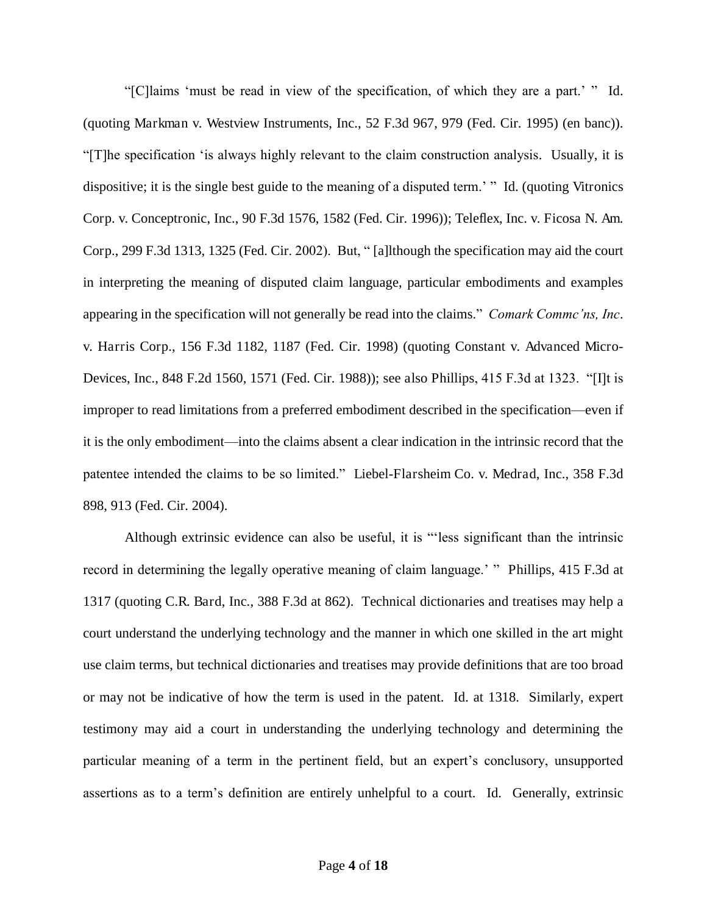"[C]laims 'must be read in view of the specification, of which they are a part.' " Id. (quoting Markman v. Westview Instruments, Inc., 52 F.3d 967, 979 (Fed. Cir. 1995) (en banc)). "[T]he specification 'is always highly relevant to the claim construction analysis. Usually, it is dispositive; it is the single best guide to the meaning of a disputed term.' " Id. (quoting Vitronics Corp. v. Conceptronic, Inc., 90 F.3d 1576, 1582 (Fed. Cir. 1996)); Teleflex, Inc. v. Ficosa N. Am. Corp., 299 F.3d 1313, 1325 (Fed. Cir. 2002). But, " [a]lthough the specification may aid the court in interpreting the meaning of disputed claim language, particular embodiments and examples appearing in the specification will not generally be read into the claims." *Comark Commc'ns, Inc*. v. Harris Corp., 156 F.3d 1182, 1187 (Fed. Cir. 1998) (quoting Constant v. Advanced Micro-Devices, Inc., 848 F.2d 1560, 1571 (Fed. Cir. 1988)); see also Phillips, 415 F.3d at 1323. "[I]t is improper to read limitations from a preferred embodiment described in the specification—even if it is the only embodiment—into the claims absent a clear indication in the intrinsic record that the patentee intended the claims to be so limited." Liebel-Flarsheim Co. v. Medrad, Inc., 358 F.3d 898, 913 (Fed. Cir. 2004).

Although extrinsic evidence can also be useful, it is "'less significant than the intrinsic record in determining the legally operative meaning of claim language.' " Phillips, 415 F.3d at 1317 (quoting C.R. Bard, Inc., 388 F.3d at 862). Technical dictionaries and treatises may help a court understand the underlying technology and the manner in which one skilled in the art might use claim terms, but technical dictionaries and treatises may provide definitions that are too broad or may not be indicative of how the term is used in the patent. Id. at 1318. Similarly, expert testimony may aid a court in understanding the underlying technology and determining the particular meaning of a term in the pertinent field, but an expert's conclusory, unsupported assertions as to a term's definition are entirely unhelpful to a court. Id. Generally, extrinsic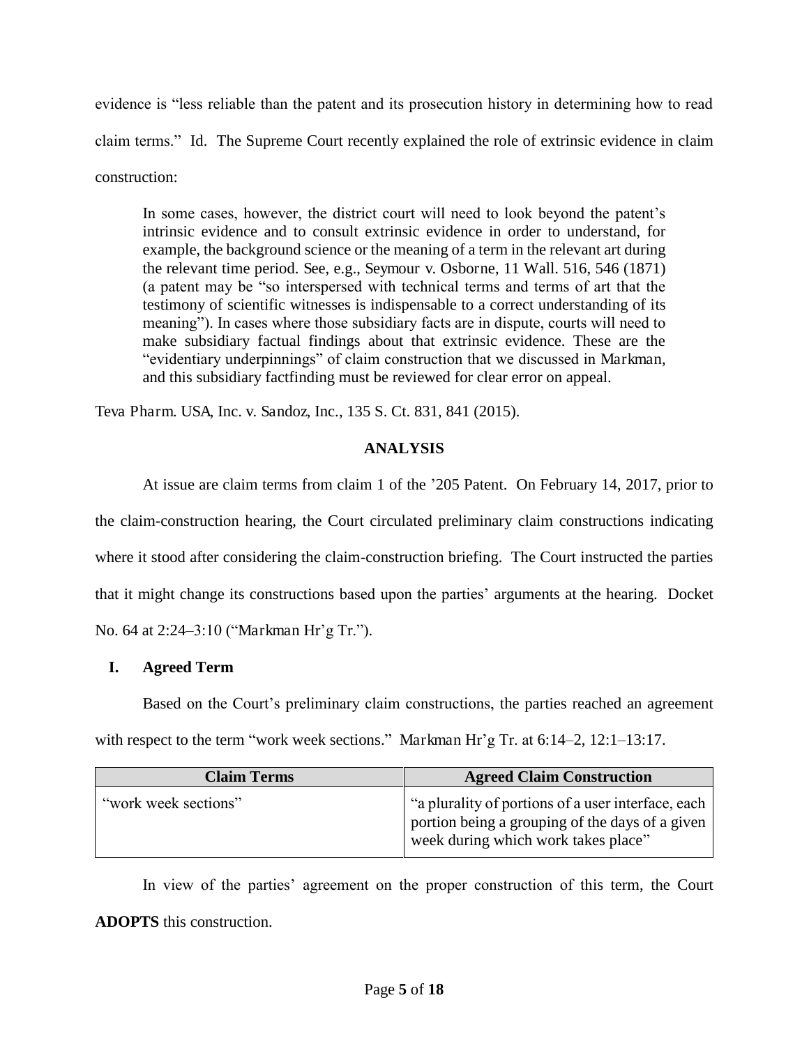evidence is "less reliable than the patent and its prosecution history in determining how to read claim terms." Id. The Supreme Court recently explained the role of extrinsic evidence in claim construction:

> In some cases, however, the district court will need to look beyond the patent's intrinsic evidence and to consult extrinsic evidence in order to understand, for example, the background science or the meaning of a term in the relevant art during the relevant time period. See, e.g., Seymour v. Osborne, 11 Wall. 516, 546 (1871) (a patent may be "so interspersed with technical terms and terms of art that the testimony of scientific witnesses is indispensable to a correct understanding of its meaning"). In cases where those subsidiary facts are in dispute, courts will need to make subsidiary factual findings about that extrinsic evidence. These are the "evidentiary underpinnings" of claim construction that we discussed in Markman, and this subsidiary factfinding must be reviewed for clear error on appeal.

Teva Pharm. USA, Inc. v. Sandoz, Inc., 135 S. Ct. 831, 841 (2015).

## ANALYSIS

At issue are claim terms from claim 1 of the '205 Patent. On February 14, 2017, prior to the claim-construction hearing, the Court circulated preliminary claim constructions indicating where it stood after considering the claim-construction briefing. The Court instructed the parties that it might change its constructions based upon the parties' arguments at the hearing. Docket No. 64 at 2:24–3:10 ("Markman Hr'g Tr.").

### I. Agreed Term

Based on the Court's preliminary claim constructions, the parties reached an agreement with respect to the term "work week sections." Markman Hr'g Tr. at 6:14–2, 12:1–13:17.

| Claim Terms | Agreed Claim Construction |
| --- | --- |
| "work week sections" | "a plurality of portions of a user interface, each portion being a grouping of the days of a given week during which work takes place" |

In view of the parties' agreement on the proper construction of this term, the Court **ADOPTS** this construction.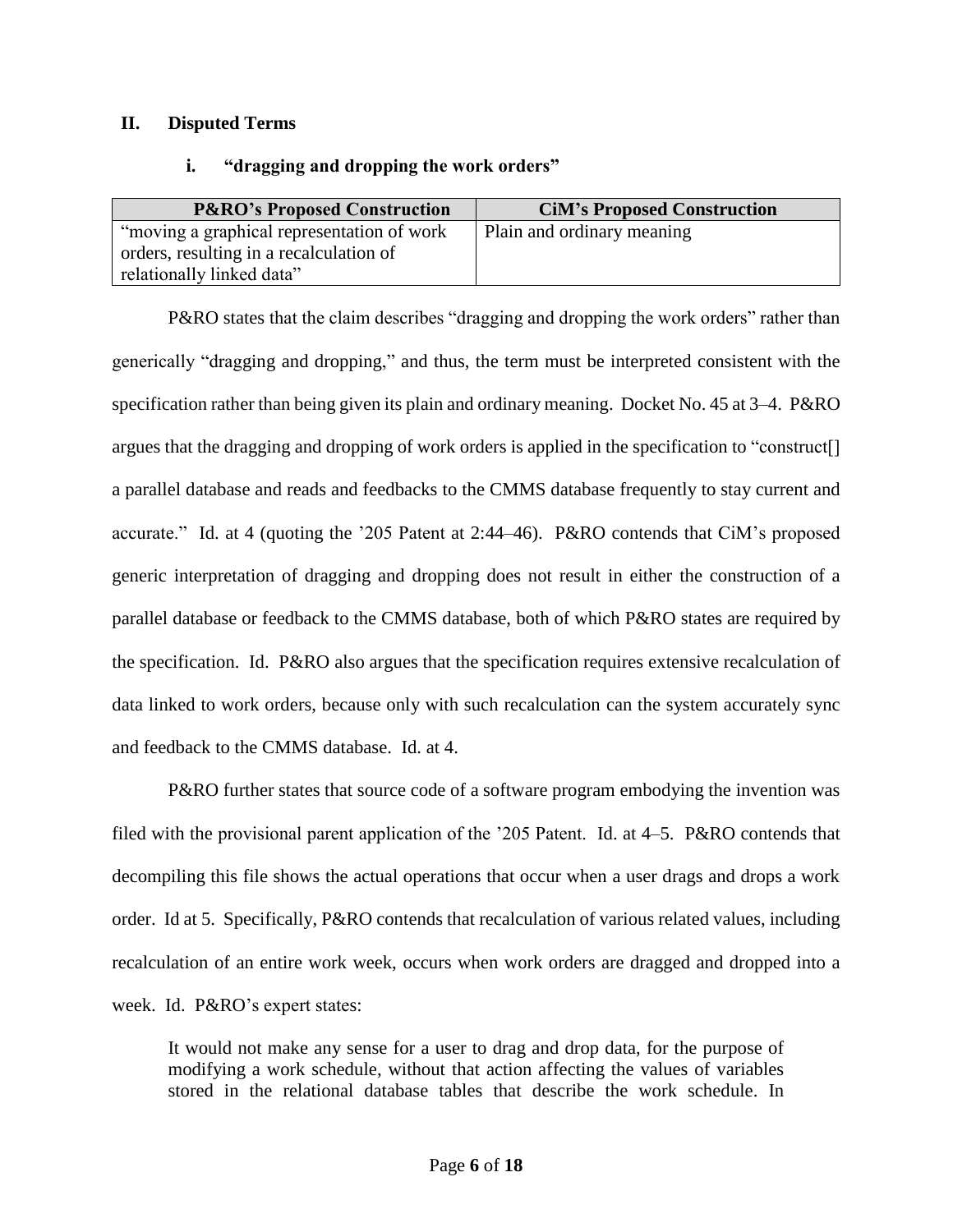## II. Disputed Terms

### i. "dragging and dropping the work orders"

| P&RO's Proposed Construction | CiM's Proposed Construction |
|---|---|
| "moving a graphical representation of work orders, resulting in a recalculation of relationally linked data" | Plain and ordinary meaning |

P&RO states that the claim describes "dragging and dropping the work orders" rather than generically "dragging and dropping," and thus, the term must be interpreted consistent with the specification rather than being given its plain and ordinary meaning. Docket No. 45 at 3–4. P&RO argues that the dragging and dropping of work orders is applied in the specification to "construct[] a parallel database and reads and feedbacks to the CMMS database frequently to stay current and accurate." Id. at 4 (quoting the '205 Patent at 2:44–46). P&RO contends that CiM's proposed generic interpretation of dragging and dropping does not result in either the construction of a parallel database or feedback to the CMMS database, both of which P&RO states are required by the specification. Id. P&RO also argues that the specification requires extensive recalculation of data linked to work orders, because only with such recalculation can the system accurately sync and feedback to the CMMS database. Id. at 4.

P&RO further states that source code of a software program embodying the invention was filed with the provisional parent application of the '205 Patent. Id. at 4–5. P&RO contends that decompiling this file shows the actual operations that occur when a user drags and drops a work order. Id at 5. Specifically, P&RO contends that recalculation of various related values, including recalculation of an entire work week, occurs when work orders are dragged and dropped into a week. Id. P&RO's expert states:

> It would not make any sense for a user to drag and drop data, for the purpose of modifying a work schedule, without that action affecting the values of variables stored in the relational database tables that describe the work schedule. In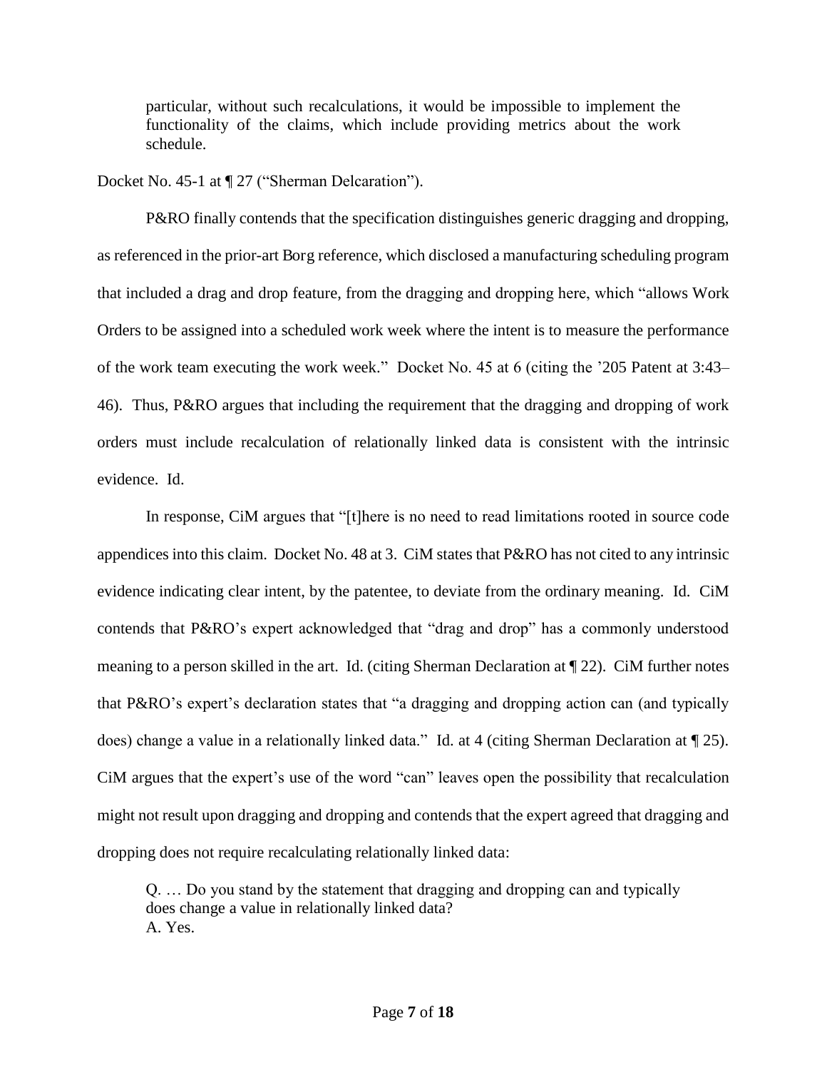> particular, without such recalculations, it would be impossible to implement the functionality of the claims, which include providing metrics about the work schedule.

Docket No. 45-1 at ¶ 27 ("Sherman Delcaration").

P&RO finally contends that the specification distinguishes generic dragging and dropping, as referenced in the prior-art Borg reference, which disclosed a manufacturing scheduling program that included a drag and drop feature, from the dragging and dropping here, which "allows Work Orders to be assigned into a scheduled work week where the intent is to measure the performance of the work team executing the work week." Docket No. 45 at 6 (citing the '205 Patent at 3:43–46). Thus, P&RO argues that including the requirement that the dragging and dropping of work orders must include recalculation of relationally linked data is consistent with the intrinsic evidence. Id.

In response, CiM argues that "[t]here is no need to read limitations rooted in source code appendices into this claim. Docket No. 48 at 3. CiM states that P&RO has not cited to any intrinsic evidence indicating clear intent, by the patentee, to deviate from the ordinary meaning. Id. CiM contends that P&RO's expert acknowledged that "drag and drop" has a commonly understood meaning to a person skilled in the art. Id. (citing Sherman Declaration at ¶ 22). CiM further notes that P&RO's expert's declaration states that "a dragging and dropping action can (and typically does) change a value in a relationally linked data." Id. at 4 (citing Sherman Declaration at ¶ 25). CiM argues that the expert's use of the word "can" leaves open the possibility that recalculation might not result upon dragging and dropping and contends that the expert agreed that dragging and dropping does not require recalculating relationally linked data:

> Q. … Do you stand by the statement that dragging and dropping can and typically does change a value in relationally linked data?
> A. Yes.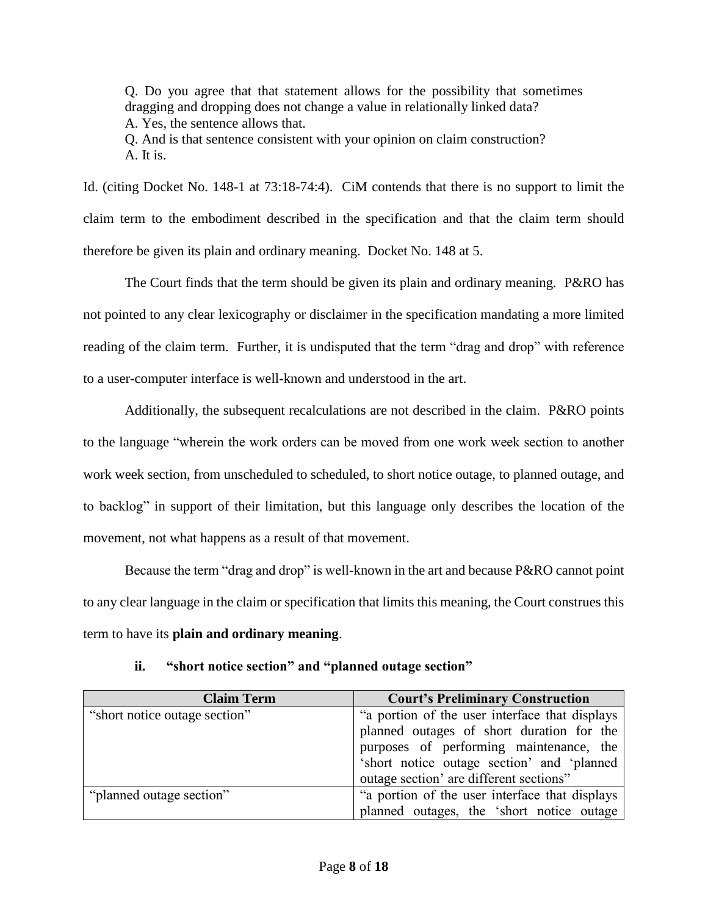> Q. Do you agree that that statement allows for the possibility that sometimes dragging and dropping does not change a value in relationally linked data?
> A. Yes, the sentence allows that.
> Q. And is that sentence consistent with your opinion on claim construction?
> A. It is.

Id. (citing Docket No. 148-1 at 73:18-74:4). CiM contends that there is no support to limit the claim term to the embodiment described in the specification and that the claim term should therefore be given its plain and ordinary meaning. Docket No. 148 at 5.

The Court finds that the term should be given its plain and ordinary meaning. P&RO has not pointed to any clear lexicography or disclaimer in the specification mandating a more limited reading of the claim term. Further, it is undisputed that the term "drag and drop" with reference to a user-computer interface is well-known and understood in the art.

Additionally, the subsequent recalculations are not described in the claim. P&RO points to the language "wherein the work orders can be moved from one work week section to another work week section, from unscheduled to scheduled, to short notice outage, to planned outage, and to backlog" in support of their limitation, but this language only describes the location of the movement, not what happens as a result of that movement.

Because the term "drag and drop" is well-known in the art and because P&RO cannot point to any clear language in the claim or specification that limits this meaning, the Court construes this term to have its **plain and ordinary meaning**.

### ii. "short notice section" and "planned outage section"

| Claim Term | Court's Preliminary Construction |
| --- | --- |
| "short notice outage section" | "a portion of the user interface that displays planned outages of short duration for the purposes of performing maintenance, the 'short notice outage section' and 'planned outage section' are different sections" |
| "planned outage section" | "a portion of the user interface that displays planned outages, the 'short notice outage |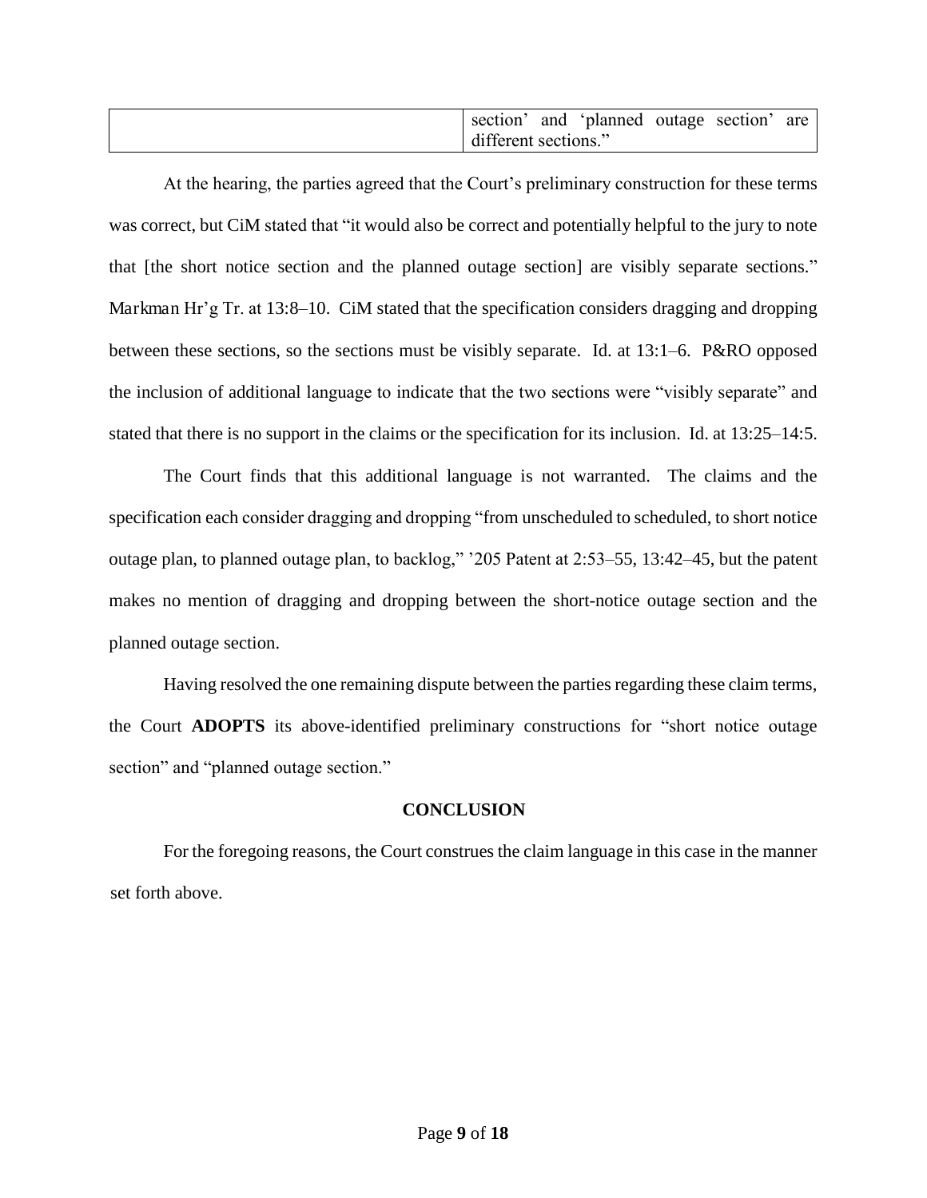| | section' and 'planned outage section' are different sections." |
|---|---|

At the hearing, the parties agreed that the Court's preliminary construction for these terms was correct, but CiM stated that "it would also be correct and potentially helpful to the jury to note that [the short notice section and the planned outage section] are visibly separate sections." Markman Hr'g Tr. at 13:8–10. CiM stated that the specification considers dragging and dropping between these sections, so the sections must be visibly separate. Id. at 13:1–6. P&RO opposed the inclusion of additional language to indicate that the two sections were "visibly separate" and stated that there is no support in the claims or the specification for its inclusion. Id. at 13:25–14:5.

The Court finds that this additional language is not warranted. The claims and the specification each consider dragging and dropping "from unscheduled to scheduled, to short notice outage plan, to planned outage plan, to backlog," '205 Patent at 2:53–55, 13:42–45, but the patent makes no mention of dragging and dropping between the short-notice outage section and the planned outage section.

Having resolved the one remaining dispute between the parties regarding these claim terms, the Court **ADOPTS** its above-identified preliminary constructions for "short notice outage section" and "planned outage section."

## CONCLUSION

For the foregoing reasons, the Court construes the claim language in this case in the manner set forth above.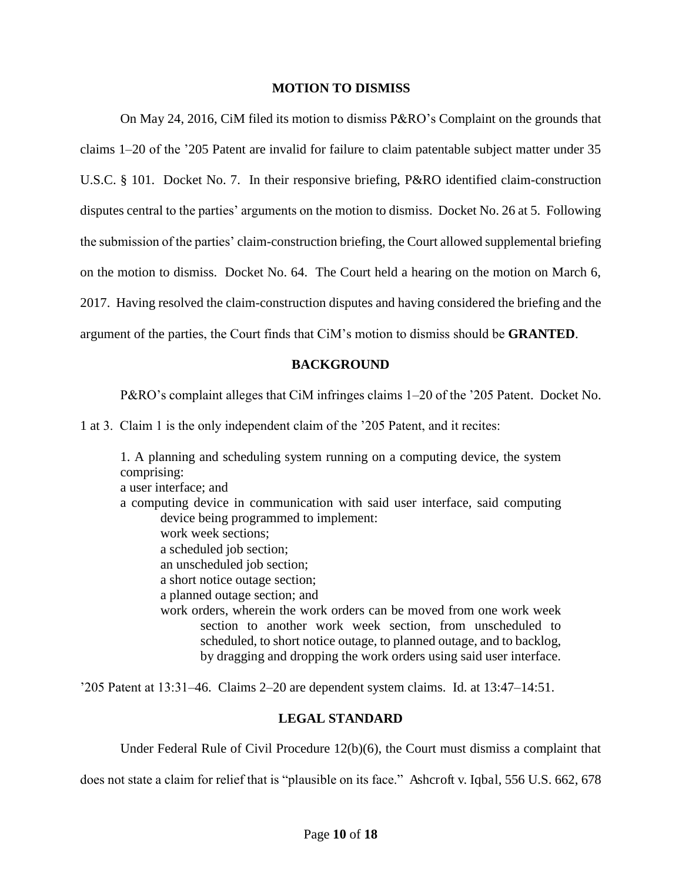## MOTION TO DISMISS

On May 24, 2016, CiM filed its motion to dismiss P&RO's Complaint on the grounds that claims 1–20 of the '205 Patent are invalid for failure to claim patentable subject matter under 35 U.S.C. § 101. Docket No. 7. In their responsive briefing, P&RO identified claim-construction disputes central to the parties' arguments on the motion to dismiss. Docket No. 26 at 5. Following the submission of the parties' claim-construction briefing, the Court allowed supplemental briefing on the motion to dismiss. Docket No. 64. The Court held a hearing on the motion on March 6, 2017. Having resolved the claim-construction disputes and having considered the briefing and the argument of the parties, the Court finds that CiM's motion to dismiss should be **GRANTED**.

## BACKGROUND

P&RO's complaint alleges that CiM infringes claims 1–20 of the '205 Patent. Docket No. 1 at 3. Claim 1 is the only independent claim of the '205 Patent, and it recites:

> 1. A planning and scheduling system running on a computing device, the system comprising:
> a user interface; and
> a computing device in communication with said user interface, said computing device being programmed to implement:
> work week sections;
> a scheduled job section;
> an unscheduled job section;
> a short notice outage section;
> a planned outage section; and
> work orders, wherein the work orders can be moved from one work week section to another work week section, from unscheduled to scheduled, to short notice outage, to planned outage, and to backlog, by dragging and dropping the work orders using said user interface.

'205 Patent at 13:31–46. Claims 2–20 are dependent system claims. Id. at 13:47–14:51.

## LEGAL STANDARD

Under Federal Rule of Civil Procedure 12(b)(6), the Court must dismiss a complaint that does not state a claim for relief that is "plausible on its face." Ashcroft v. Iqbal, 556 U.S. 662, 678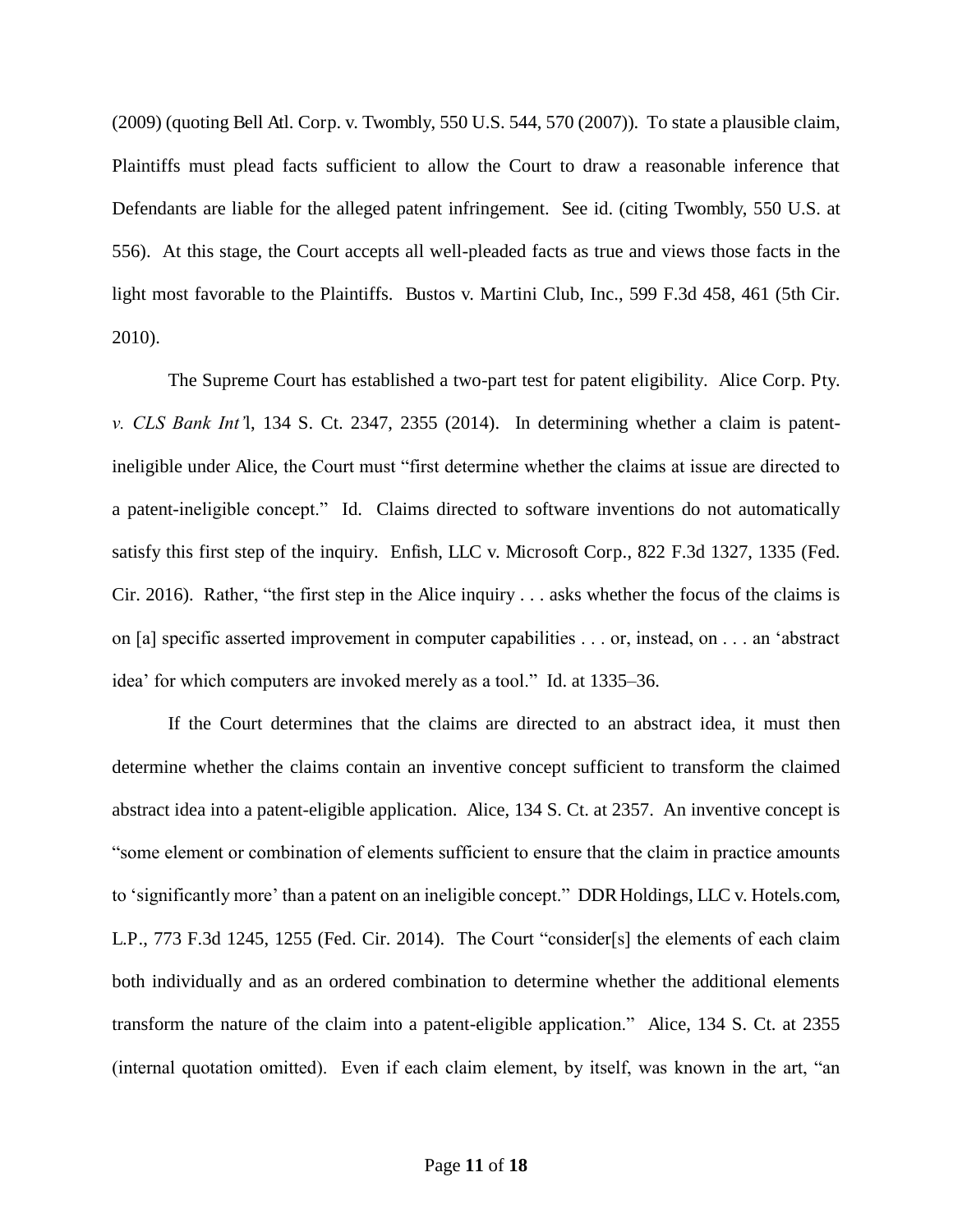(2009) (quoting Bell Atl. Corp. v. Twombly, 550 U.S. 544, 570 (2007)). To state a plausible claim, Plaintiffs must plead facts sufficient to allow the Court to draw a reasonable inference that Defendants are liable for the alleged patent infringement. See id. (citing Twombly, 550 U.S. at 556). At this stage, the Court accepts all well-pleaded facts as true and views those facts in the light most favorable to the Plaintiffs. Bustos v. Martini Club, Inc., 599 F.3d 458, 461 (5th Cir. 2010).

The Supreme Court has established a two-part test for patent eligibility. Alice Corp. Pty. *v. CLS Bank Int'*l, 134 S. Ct. 2347, 2355 (2014). In determining whether a claim is patent-ineligible under Alice, the Court must "first determine whether the claims at issue are directed to a patent-ineligible concept." Id. Claims directed to software inventions do not automatically satisfy this first step of the inquiry. Enfish, LLC v. Microsoft Corp., 822 F.3d 1327, 1335 (Fed. Cir. 2016). Rather, "the first step in the Alice inquiry . . . asks whether the focus of the claims is on [a] specific asserted improvement in computer capabilities . . . or, instead, on . . . an 'abstract idea' for which computers are invoked merely as a tool." Id. at 1335–36.

If the Court determines that the claims are directed to an abstract idea, it must then determine whether the claims contain an inventive concept sufficient to transform the claimed abstract idea into a patent-eligible application. Alice, 134 S. Ct. at 2357. An inventive concept is "some element or combination of elements sufficient to ensure that the claim in practice amounts to 'significantly more' than a patent on an ineligible concept." DDR Holdings, LLC v. Hotels.com, L.P., 773 F.3d 1245, 1255 (Fed. Cir. 2014). The Court "consider[s] the elements of each claim both individually and as an ordered combination to determine whether the additional elements transform the nature of the claim into a patent-eligible application." Alice, 134 S. Ct. at 2355 (internal quotation omitted). Even if each claim element, by itself, was known in the art, "an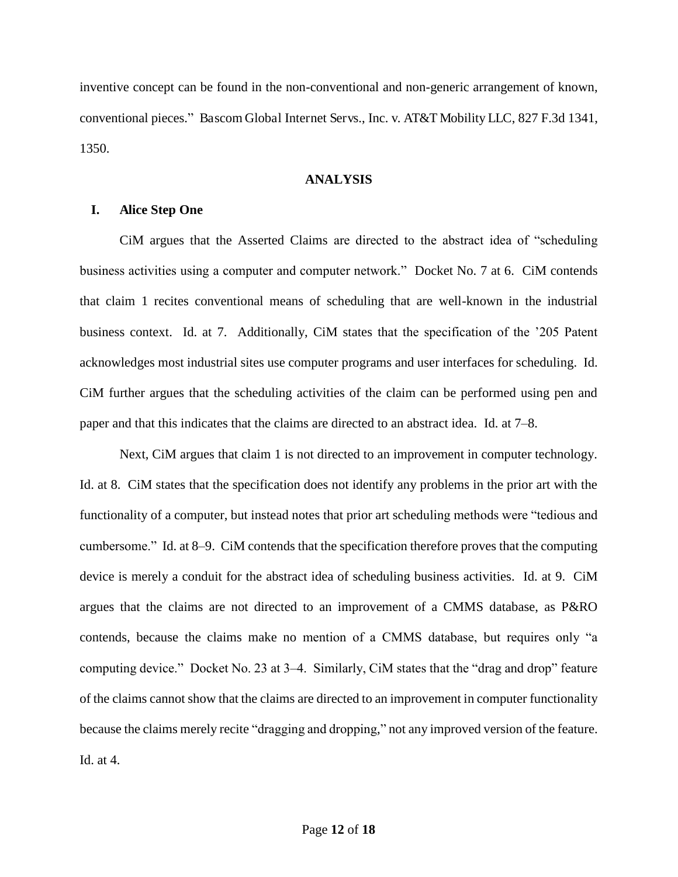inventive concept can be found in the non-conventional and non-generic arrangement of known, conventional pieces." Bascom Global Internet Servs., Inc. v. AT&T Mobility LLC, 827 F.3d 1341, 1350.

## ANALYSIS

### I. Alice Step One

CiM argues that the Asserted Claims are directed to the abstract idea of "scheduling business activities using a computer and computer network." Docket No. 7 at 6. CiM contends that claim 1 recites conventional means of scheduling that are well-known in the industrial business context. Id. at 7. Additionally, CiM states that the specification of the '205 Patent acknowledges most industrial sites use computer programs and user interfaces for scheduling. Id. CiM further argues that the scheduling activities of the claim can be performed using pen and paper and that this indicates that the claims are directed to an abstract idea. Id. at 7–8.

Next, CiM argues that claim 1 is not directed to an improvement in computer technology. Id. at 8. CiM states that the specification does not identify any problems in the prior art with the functionality of a computer, but instead notes that prior art scheduling methods were "tedious and cumbersome." Id. at 8–9. CiM contends that the specification therefore proves that the computing device is merely a conduit for the abstract idea of scheduling business activities. Id. at 9. CiM argues that the claims are not directed to an improvement of a CMMS database, as P&RO contends, because the claims make no mention of a CMMS database, but requires only "a computing device." Docket No. 23 at 3–4. Similarly, CiM states that the "drag and drop" feature of the claims cannot show that the claims are directed to an improvement in computer functionality because the claims merely recite "dragging and dropping," not any improved version of the feature. Id. at 4.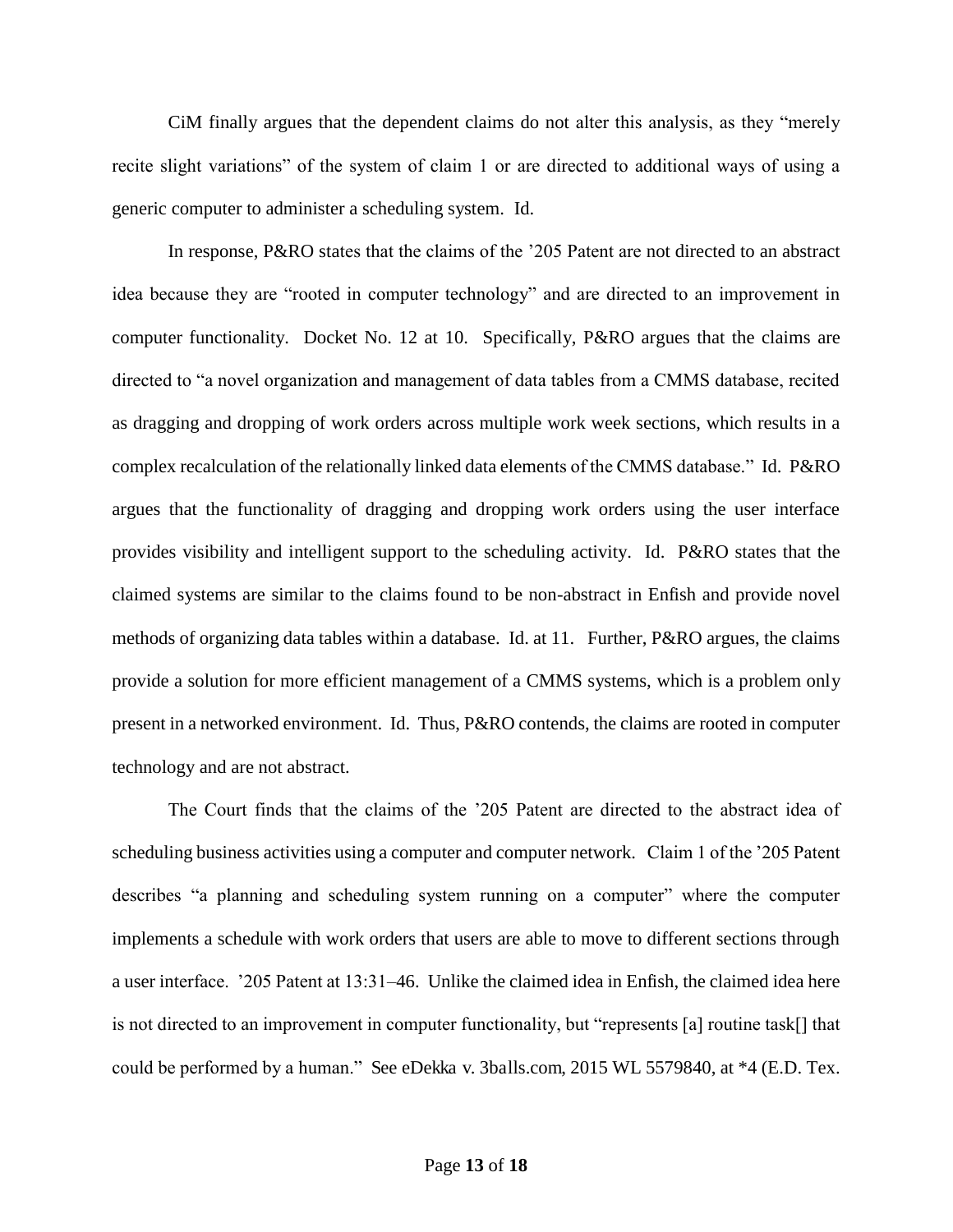CiM finally argues that the dependent claims do not alter this analysis, as they "merely recite slight variations" of the system of claim 1 or are directed to additional ways of using a generic computer to administer a scheduling system. Id.

In response, P&RO states that the claims of the '205 Patent are not directed to an abstract idea because they are "rooted in computer technology" and are directed to an improvement in computer functionality. Docket No. 12 at 10. Specifically, P&RO argues that the claims are directed to "a novel organization and management of data tables from a CMMS database, recited as dragging and dropping of work orders across multiple work week sections, which results in a complex recalculation of the relationally linked data elements of the CMMS database." Id. P&RO argues that the functionality of dragging and dropping work orders using the user interface provides visibility and intelligent support to the scheduling activity. Id. P&RO states that the claimed systems are similar to the claims found to be non-abstract in Enfish and provide novel methods of organizing data tables within a database. Id. at 11. Further, P&RO argues, the claims provide a solution for more efficient management of a CMMS systems, which is a problem only present in a networked environment. Id. Thus, P&RO contends, the claims are rooted in computer technology and are not abstract.

The Court finds that the claims of the '205 Patent are directed to the abstract idea of scheduling business activities using a computer and computer network. Claim 1 of the '205 Patent describes "a planning and scheduling system running on a computer" where the computer implements a schedule with work orders that users are able to move to different sections through a user interface. '205 Patent at 13:31–46. Unlike the claimed idea in Enfish, the claimed idea here is not directed to an improvement in computer functionality, but "represents [a] routine task[] that could be performed by a human." See eDekka v. 3balls.com, 2015 WL 5579840, at *4 (E.D. Tex.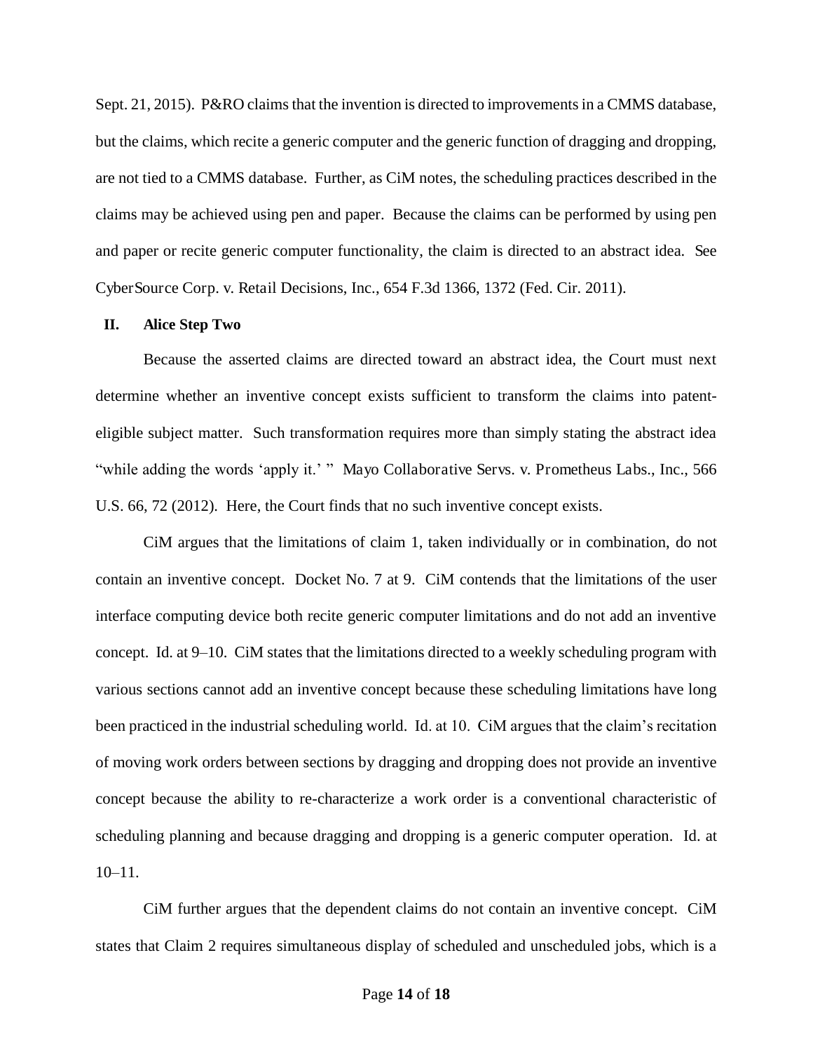Sept. 21, 2015). P&RO claims that the invention is directed to improvements in a CMMS database, but the claims, which recite a generic computer and the generic function of dragging and dropping, are not tied to a CMMS database. Further, as CiM notes, the scheduling practices described in the claims may be achieved using pen and paper. Because the claims can be performed by using pen and paper or recite generic computer functionality, the claim is directed to an abstract idea. See CyberSource Corp. v. Retail Decisions, Inc., 654 F.3d 1366, 1372 (Fed. Cir. 2011).

## II. Alice Step Two

Because the asserted claims are directed toward an abstract idea, the Court must next determine whether an inventive concept exists sufficient to transform the claims into patent-eligible subject matter. Such transformation requires more than simply stating the abstract idea "while adding the words 'apply it.' " Mayo Collaborative Servs. v. Prometheus Labs., Inc., 566 U.S. 66, 72 (2012). Here, the Court finds that no such inventive concept exists.

CiM argues that the limitations of claim 1, taken individually or in combination, do not contain an inventive concept. Docket No. 7 at 9. CiM contends that the limitations of the user interface computing device both recite generic computer limitations and do not add an inventive concept. Id. at 9–10. CiM states that the limitations directed to a weekly scheduling program with various sections cannot add an inventive concept because these scheduling limitations have long been practiced in the industrial scheduling world. Id. at 10. CiM argues that the claim's recitation of moving work orders between sections by dragging and dropping does not provide an inventive concept because the ability to re-characterize a work order is a conventional characteristic of scheduling planning and because dragging and dropping is a generic computer operation. Id. at 10–11.

CiM further argues that the dependent claims do not contain an inventive concept. CiM states that Claim 2 requires simultaneous display of scheduled and unscheduled jobs, which is a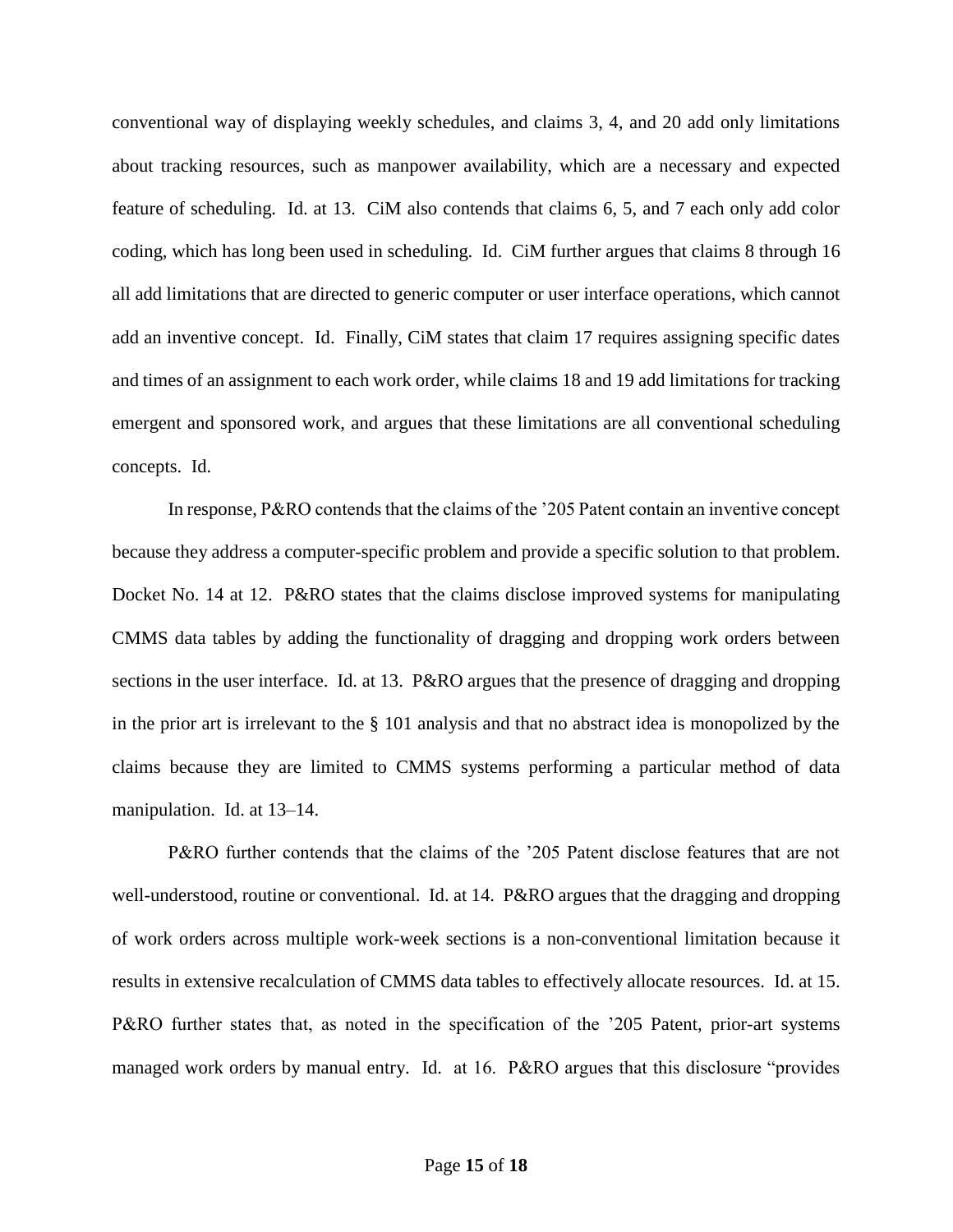conventional way of displaying weekly schedules, and claims 3, 4, and 20 add only limitations about tracking resources, such as manpower availability, which are a necessary and expected feature of scheduling. Id. at 13. CiM also contends that claims 6, 5, and 7 each only add color coding, which has long been used in scheduling. Id. CiM further argues that claims 8 through 16 all add limitations that are directed to generic computer or user interface operations, which cannot add an inventive concept. Id. Finally, CiM states that claim 17 requires assigning specific dates and times of an assignment to each work order, while claims 18 and 19 add limitations for tracking emergent and sponsored work, and argues that these limitations are all conventional scheduling concepts. Id.

In response, P&RO contends that the claims of the '205 Patent contain an inventive concept because they address a computer-specific problem and provide a specific solution to that problem. Docket No. 14 at 12. P&RO states that the claims disclose improved systems for manipulating CMMS data tables by adding the functionality of dragging and dropping work orders between sections in the user interface. Id. at 13. P&RO argues that the presence of dragging and dropping in the prior art is irrelevant to the § 101 analysis and that no abstract idea is monopolized by the claims because they are limited to CMMS systems performing a particular method of data manipulation. Id. at 13–14.

P&RO further contends that the claims of the '205 Patent disclose features that are not well-understood, routine or conventional. Id. at 14. P&RO argues that the dragging and dropping of work orders across multiple work-week sections is a non-conventional limitation because it results in extensive recalculation of CMMS data tables to effectively allocate resources. Id. at 15. P&RO further states that, as noted in the specification of the '205 Patent, prior-art systems managed work orders by manual entry. Id. at 16. P&RO argues that this disclosure "provides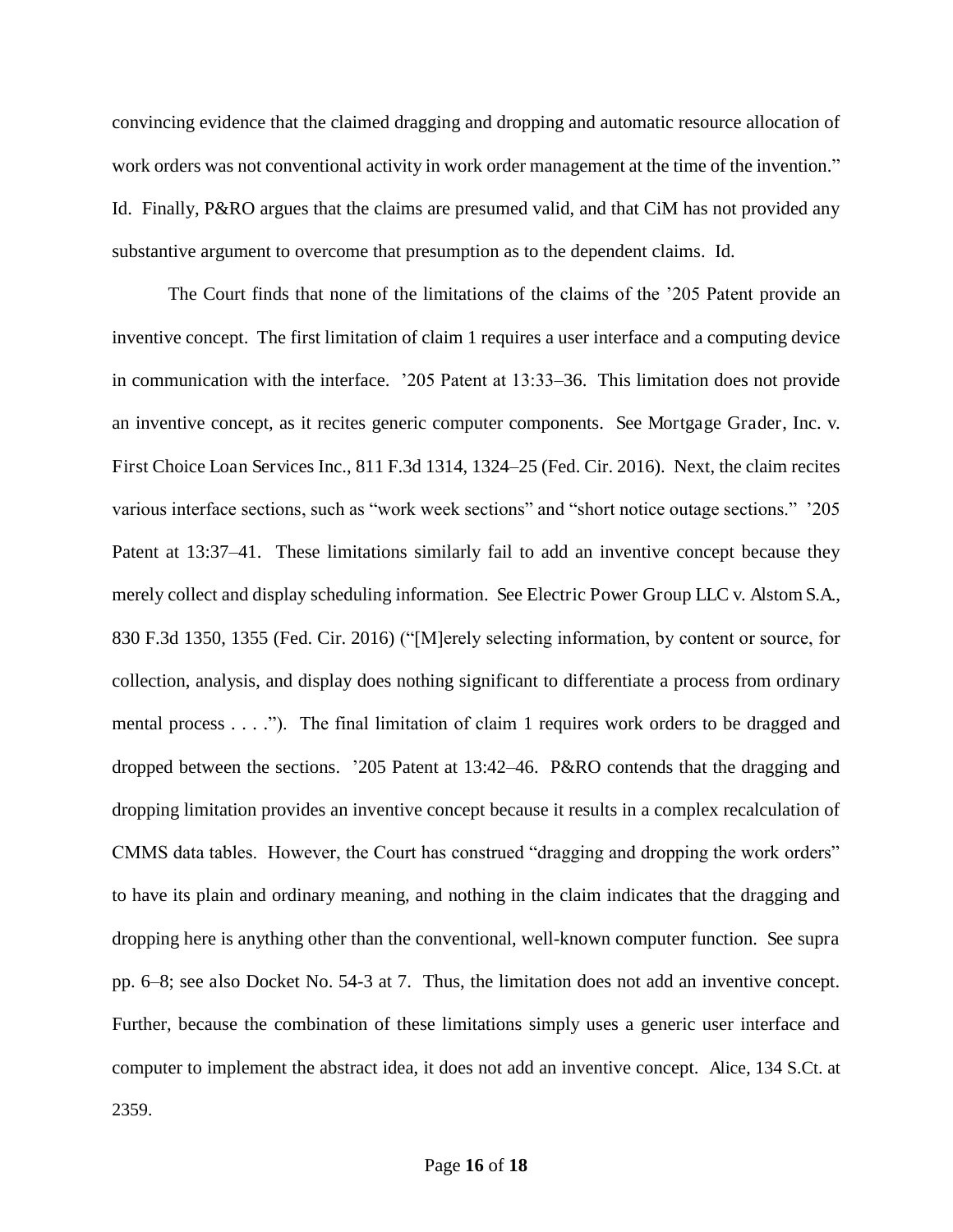convincing evidence that the claimed dragging and dropping and automatic resource allocation of work orders was not conventional activity in work order management at the time of the invention." Id. Finally, P&RO argues that the claims are presumed valid, and that CiM has not provided any substantive argument to overcome that presumption as to the dependent claims. Id.

The Court finds that none of the limitations of the claims of the '205 Patent provide an inventive concept. The first limitation of claim 1 requires a user interface and a computing device in communication with the interface. '205 Patent at 13:33–36. This limitation does not provide an inventive concept, as it recites generic computer components. See Mortgage Grader, Inc. v. First Choice Loan Services Inc., 811 F.3d 1314, 1324–25 (Fed. Cir. 2016). Next, the claim recites various interface sections, such as "work week sections" and "short notice outage sections." '205 Patent at 13:37–41. These limitations similarly fail to add an inventive concept because they merely collect and display scheduling information. See Electric Power Group LLC v. Alstom S.A., 830 F.3d 1350, 1355 (Fed. Cir. 2016) ("[M]erely selecting information, by content or source, for collection, analysis, and display does nothing significant to differentiate a process from ordinary mental process . . . ."). The final limitation of claim 1 requires work orders to be dragged and dropped between the sections. '205 Patent at 13:42–46. P&RO contends that the dragging and dropping limitation provides an inventive concept because it results in a complex recalculation of CMMS data tables. However, the Court has construed "dragging and dropping the work orders" to have its plain and ordinary meaning, and nothing in the claim indicates that the dragging and dropping here is anything other than the conventional, well-known computer function. See supra pp. 6–8; see also Docket No. 54-3 at 7. Thus, the limitation does not add an inventive concept. Further, because the combination of these limitations simply uses a generic user interface and computer to implement the abstract idea, it does not add an inventive concept. Alice, 134 S.Ct. at 2359.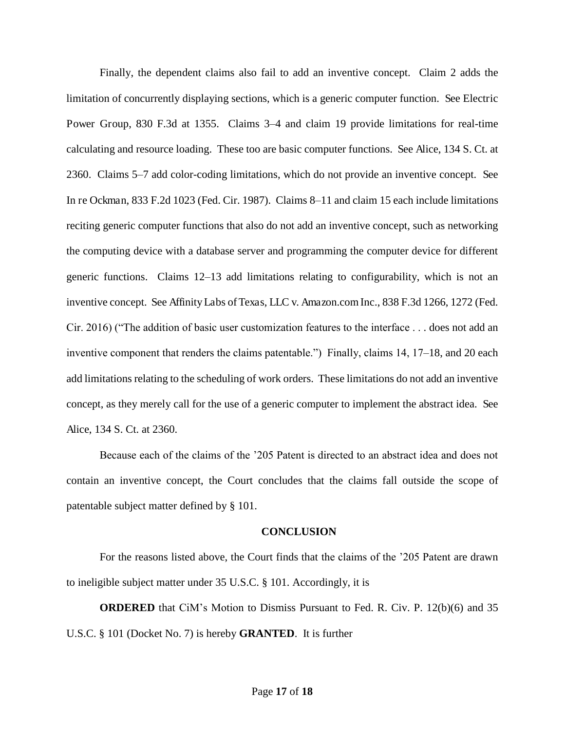Finally, the dependent claims also fail to add an inventive concept. Claim 2 adds the limitation of concurrently displaying sections, which is a generic computer function. See Electric Power Group, 830 F.3d at 1355. Claims 3–4 and claim 19 provide limitations for real-time calculating and resource loading. These too are basic computer functions. See Alice, 134 S. Ct. at 2360. Claims 5–7 add color-coding limitations, which do not provide an inventive concept. See In re Ockman, 833 F.2d 1023 (Fed. Cir. 1987). Claims 8–11 and claim 15 each include limitations reciting generic computer functions that also do not add an inventive concept, such as networking the computing device with a database server and programming the computer device for different generic functions. Claims 12–13 add limitations relating to configurability, which is not an inventive concept. See Affinity Labs of Texas, LLC v. Amazon.com Inc., 838 F.3d 1266, 1272 (Fed. Cir. 2016) ("The addition of basic user customization features to the interface . . . does not add an inventive component that renders the claims patentable.") Finally, claims 14, 17–18, and 20 each add limitations relating to the scheduling of work orders. These limitations do not add an inventive concept, as they merely call for the use of a generic computer to implement the abstract idea. See Alice, 134 S. Ct. at 2360.

Because each of the claims of the '205 Patent is directed to an abstract idea and does not contain an inventive concept, the Court concludes that the claims fall outside the scope of patentable subject matter defined by § 101.

## CONCLUSION

For the reasons listed above, the Court finds that the claims of the '205 Patent are drawn to ineligible subject matter under 35 U.S.C. § 101. Accordingly, it is

**ORDERED** that CiM's Motion to Dismiss Pursuant to Fed. R. Civ. P. 12(b)(6) and 35 U.S.C. § 101 (Docket No. 7) is hereby **GRANTED**. It is further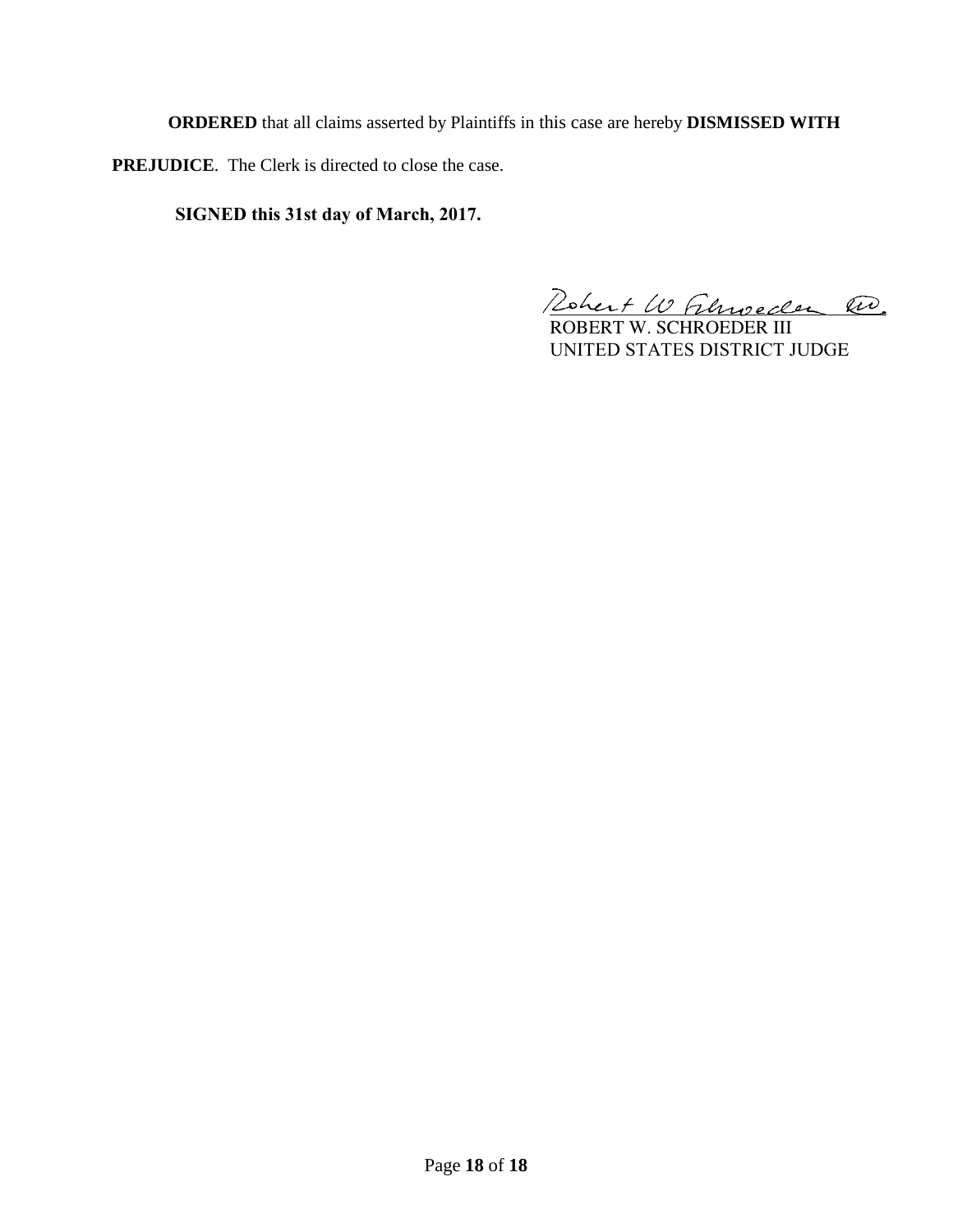**ORDERED** that all claims asserted by Plaintiffs in this case are hereby **DISMISSED WITH PREJUDICE**. The Clerk is directed to close the case.

**SIGNED this 31st day of March, 2017.**

ROBERT W. SCHROEDER III
UNITED STATES DISTRICT JUDGE